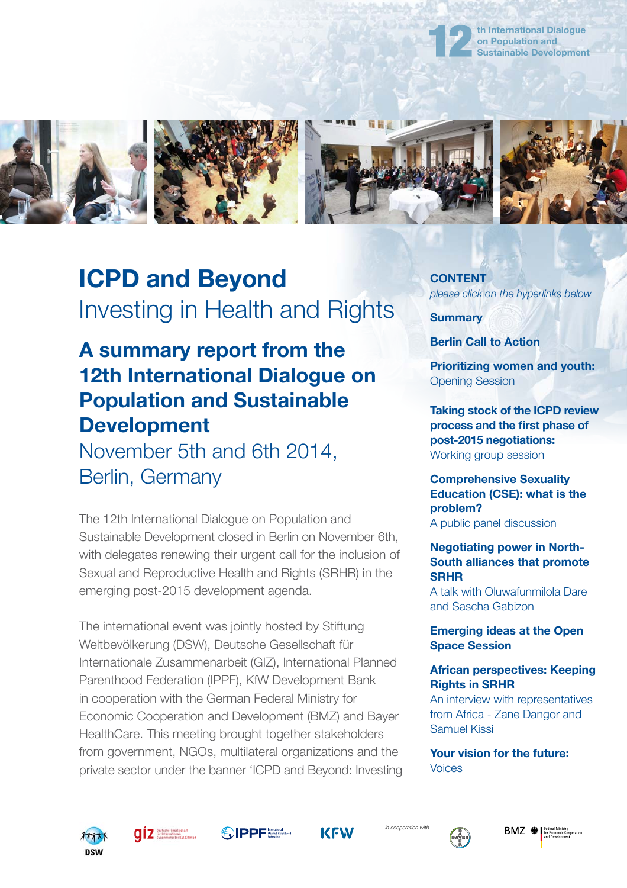12th International Dialogue on Population and Sustainable Development

# ICPD and Beyond

Investing in Health and Rights

## A summary report from the 12th International Dialogue on Population and Sustainable Development

November 5th and 6th 2014, Berlin, Germany

The 12th International Dialogue on Population and Sustainable Development closed in Berlin on November 6th, with delegates renewing their urgent call for the inclusion of Sexual and Reproductive Health and Rights (SRHR) in the emerging post-2015 development agenda.

The international event was jointly hosted by Stiftung Weltbevölkerung (DSW), Deutsche Gesellschaft für Internationale Zusammenarbeit (GIZ), International Planned Parenthood Federation (IPPF), KfW Development Bank in cooperation with the German Federal Ministry for Economic Cooperation and Development (BMZ) and Bayer HealthCare. This meeting brought together stakeholders from government, NGOs, multilateral organizations and the private sector under the banner 'ICPD and Beyond: Investing

**CONTENT**

*please click on the hyperlinks below*

**Summary**

**Berlin Call to Action**

**Prioritizing women and youth:**
Opening Session

**Taking stock of the ICPD review process and the first phase of post-2015 negotiations:**
Working group session

**Comprehensive Sexuality Education (CSE): what is the problem?**
A public panel discussion

**Negotiating power in North-South alliances that promote SRHR**
A talk with Oluwafunmilola Dare and Sascha Gabizon

**Emerging ideas at the Open Space Session**

**African perspectives: Keeping Rights in SRHR**
An interview with representatives from Africa - Zane Dangor and Samuel Kissi

**Your vision for the future:**
Voices

DSW · giz Deutsche Gesellschaft für Internationale Zusammenarbeit (GIZ) GmbH · IPPF International Planned Parenthood Federation · KfW · *in cooperation with* · BAYER · BMZ Federal Ministry for Economic Cooperation and Development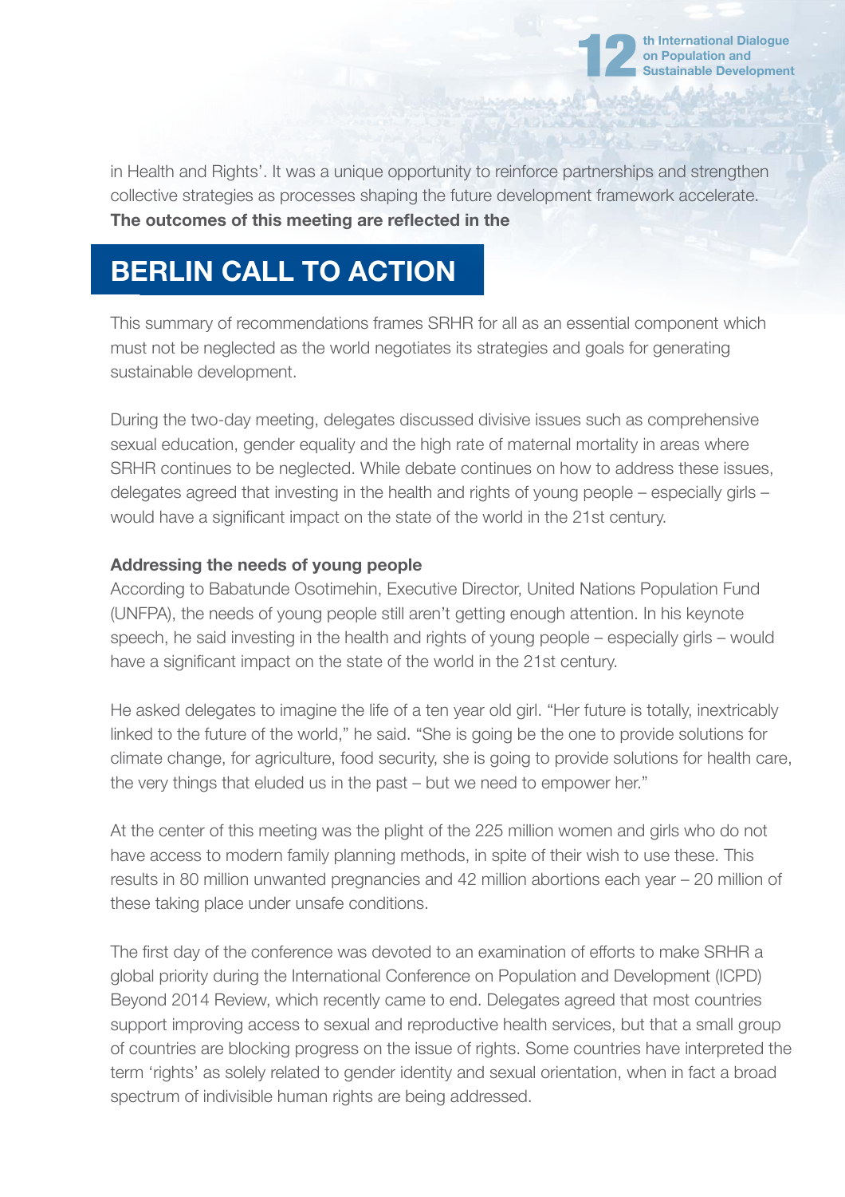in Health and Rights'. It was a unique opportunity to reinforce partnerships and strengthen collective strategies as processes shaping the future development framework accelerate. **The outcomes of this meeting are reflected in the**

# BERLIN CALL TO ACTION

This summary of recommendations frames SRHR for all as an essential component which must not be neglected as the world negotiates its strategies and goals for generating sustainable development.

During the two-day meeting, delegates discussed divisive issues such as comprehensive sexual education, gender equality and the high rate of maternal mortality in areas where SRHR continues to be neglected. While debate continues on how to address these issues, delegates agreed that investing in the health and rights of young people – especially girls – would have a significant impact on the state of the world in the 21st century.

**Addressing the needs of young people**

According to Babatunde Osotimehin, Executive Director, United Nations Population Fund (UNFPA), the needs of young people still aren't getting enough attention. In his keynote speech, he said investing in the health and rights of young people – especially girls – would have a significant impact on the state of the world in the 21st century.

He asked delegates to imagine the life of a ten year old girl. "Her future is totally, inextricably linked to the future of the world," he said. "She is going be the one to provide solutions for climate change, for agriculture, food security, she is going to provide solutions for health care, the very things that eluded us in the past – but we need to empower her."

At the center of this meeting was the plight of the 225 million women and girls who do not have access to modern family planning methods, in spite of their wish to use these. This results in 80 million unwanted pregnancies and 42 million abortions each year – 20 million of these taking place under unsafe conditions.

The first day of the conference was devoted to an examination of efforts to make SRHR a global priority during the International Conference on Population and Development (ICPD) Beyond 2014 Review, which recently came to end. Delegates agreed that most countries support improving access to sexual and reproductive health services, but that a small group of countries are blocking progress on the issue of rights. Some countries have interpreted the term 'rights' as solely related to gender identity and sexual orientation, when in fact a broad spectrum of indivisible human rights are being addressed.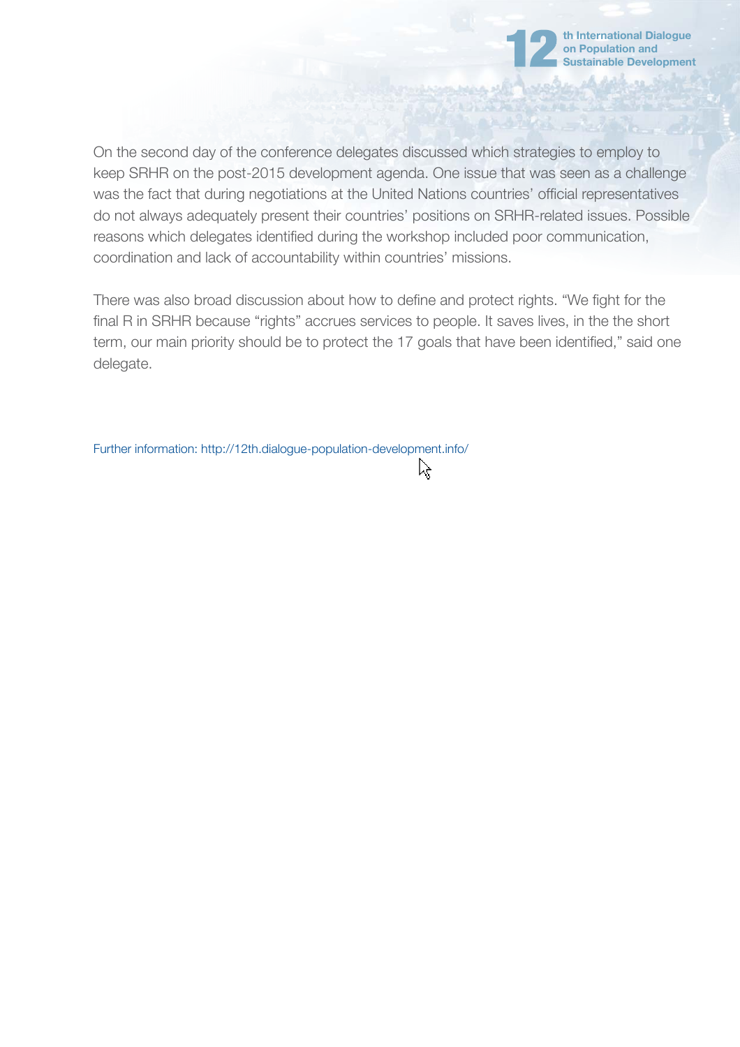On the second day of the conference delegates discussed which strategies to employ to keep SRHR on the post-2015 development agenda. One issue that was seen as a challenge was the fact that during negotiations at the United Nations countries' official representatives do not always adequately present their countries' positions on SRHR-related issues. Possible reasons which delegates identified during the workshop included poor communication, coordination and lack of accountability within countries' missions.

There was also broad discussion about how to define and protect rights. "We fight for the final R in SRHR because "rights" accrues services to people. It saves lives, in the the short term, our main priority should be to protect the 17 goals that have been identified," said one delegate.

Further information: http://12th.dialogue-population-development.info/